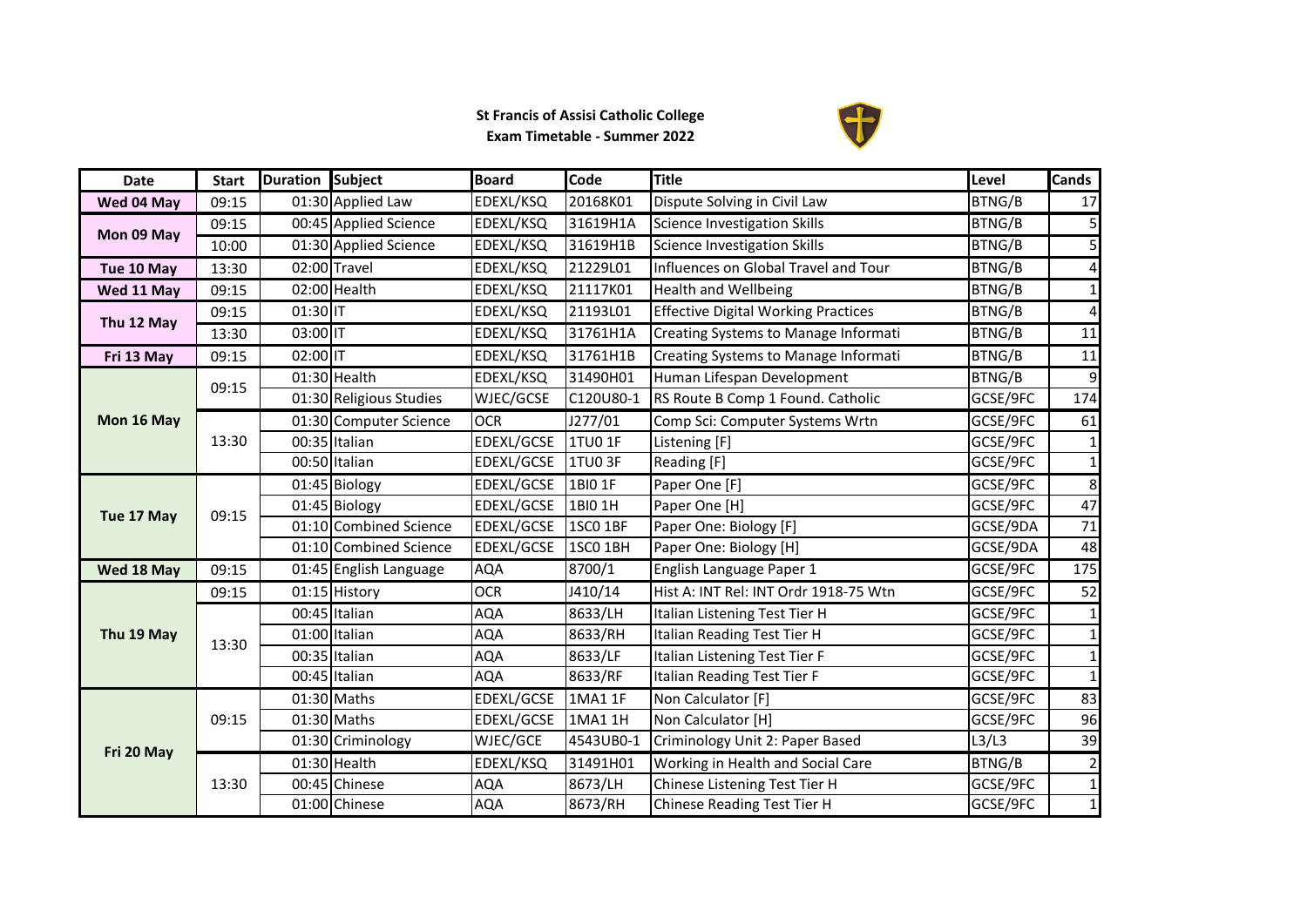**St Francis of Assisi Catholic College**
**Exam Timetable - Summer 2022**

| Date | Start | Duration | Subject | Board | Code | Title | Level | Cands |
|---|---|---|---|---|---|---|---|---|
| Wed 04 May | 09:15 | 01:30 | Applied Law | EDEXL/KSQ | 20168K01 | Dispute Solving in Civil Law | BTNG/B | 17 |
| Mon 09 May | 09:15 | 00:45 | Applied Science | EDEXL/KSQ | 31619H1A | Science Investigation Skills | BTNG/B | 5 |
| | 10:00 | 01:30 | Applied Science | EDEXL/KSQ | 31619H1B | Science Investigation Skills | BTNG/B | 5 |
| Tue 10 May | 13:30 | 02:00 | Travel | EDEXL/KSQ | 21229L01 | Influences on Global Travel and Tour | BTNG/B | 4 |
| Wed 11 May | 09:15 | 02:00 | Health | EDEXL/KSQ | 21117K01 | Health and Wellbeing | BTNG/B | 1 |
| Thu 12 May | 09:15 | 01:30 | IT | EDEXL/KSQ | 21193L01 | Effective Digital Working Practices | BTNG/B | 4 |
| | 13:30 | 03:00 | IT | EDEXL/KSQ | 31761H1A | Creating Systems to Manage Informati | BTNG/B | 11 |
| Fri 13 May | 09:15 | 02:00 | IT | EDEXL/KSQ | 31761H1B | Creating Systems to Manage Informati | BTNG/B | 11 |
| Mon 16 May | 09:15 | 01:30 | Health | EDEXL/KSQ | 31490H01 | Human Lifespan Development | BTNG/B | 9 |
| | | 01:30 | Religious Studies | WJEC/GCSE | C120U80-1 | RS Route B Comp 1 Found. Catholic | GCSE/9FC | 174 |
| | 13:30 | 01:30 | Computer Science | OCR | J277/01 | Comp Sci: Computer Systems Wrtn | GCSE/9FC | 61 |
| | | 00:35 | Italian | EDEXL/GCSE | 1TU0 1F | Listening [F] | GCSE/9FC | 1 |
| | | 00:50 | Italian | EDEXL/GCSE | 1TU0 3F | Reading [F] | GCSE/9FC | 1 |
| Tue 17 May | 09:15 | 01:45 | Biology | EDEXL/GCSE | 1BI0 1F | Paper One [F] | GCSE/9FC | 8 |
| | | 01:45 | Biology | EDEXL/GCSE | 1BI0 1H | Paper One [H] | GCSE/9FC | 47 |
| | | 01:10 | Combined Science | EDEXL/GCSE | 1SC0 1BF | Paper One: Biology [F] | GCSE/9DA | 71 |
| | | 01:10 | Combined Science | EDEXL/GCSE | 1SC0 1BH | Paper One: Biology [H] | GCSE/9DA | 48 |
| Wed 18 May | 09:15 | 01:45 | English Language | AQA | 8700/1 | English Language Paper 1 | GCSE/9FC | 175 |
| Thu 19 May | 09:15 | 01:15 | History | OCR | J410/14 | Hist A: INT Rel: INT Ordr 1918-75 Wtn | GCSE/9FC | 52 |
| | 13:30 | 00:45 | Italian | AQA | 8633/LH | Italian Listening Test Tier H | GCSE/9FC | 1 |
| | | 01:00 | Italian | AQA | 8633/RH | Italian Reading Test Tier H | GCSE/9FC | 1 |
| | | 00:35 | Italian | AQA | 8633/LF | Italian Listening Test Tier F | GCSE/9FC | 1 |
| | | 00:45 | Italian | AQA | 8633/RF | Italian Reading Test Tier F | GCSE/9FC | 1 |
| Fri 20 May | 09:15 | 01:30 | Maths | EDEXL/GCSE | 1MA1 1F | Non Calculator [F] | GCSE/9FC | 83 |
| | | 01:30 | Maths | EDEXL/GCSE | 1MA1 1H | Non Calculator [H] | GCSE/9FC | 96 |
| | | 01:30 | Criminology | WJEC/GCE | 4543UB0-1 | Criminology Unit 2: Paper Based | L3/L3 | 39 |
| | 13:30 | 01:30 | Health | EDEXL/KSQ | 31491H01 | Working in Health and Social Care | BTNG/B | 2 |
| | | 00:45 | Chinese | AQA | 8673/LH | Chinese Listening Test Tier H | GCSE/9FC | 1 |
| | | 01:00 | Chinese | AQA | 8673/RH | Chinese Reading Test Tier H | GCSE/9FC | 1 |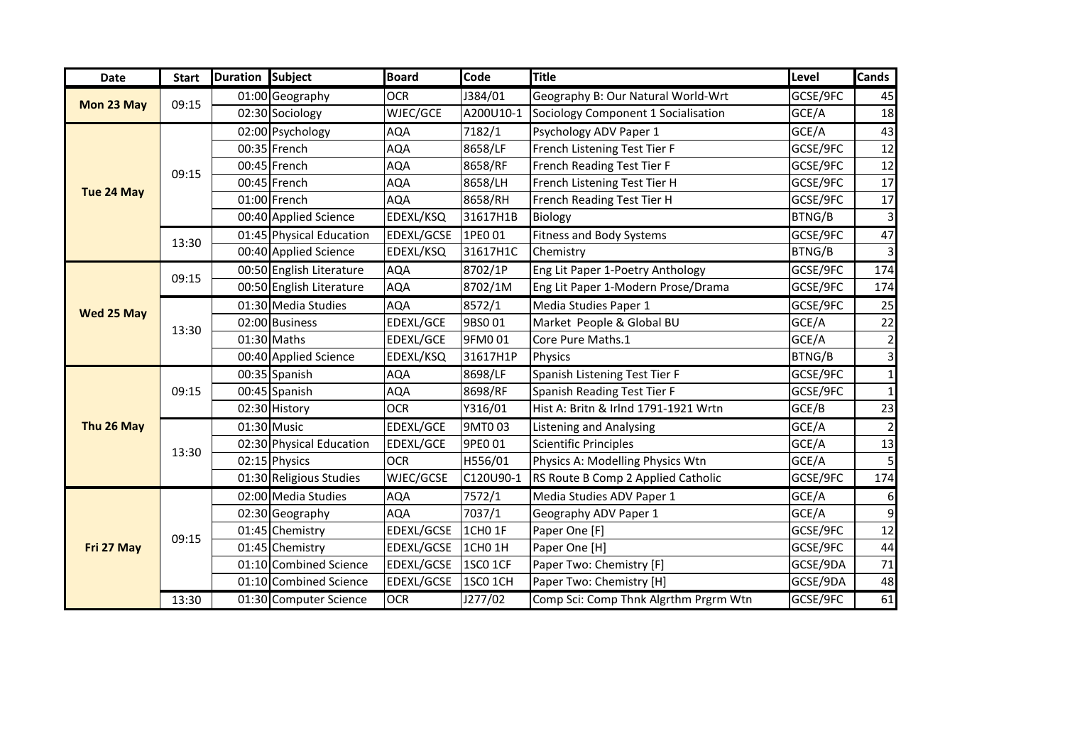| Date | Start | Duration | Subject | Board | Code | Title | Level | Cands |
|---|---|---|---|---|---|---|---|---|
| Mon 23 May | 09:15 | 01:00 | Geography | OCR | J384/01 | Geography B: Our Natural World-Wrt | GCSE/9FC | 45 |
| | | 02:30 | Sociology | WJEC/GCE | A200U10-1 | Sociology Component 1 Socialisation | GCE/A | 18 |
| Tue 24 May | 09:15 | 02:00 | Psychology | AQA | 7182/1 | Psychology ADV Paper 1 | GCE/A | 43 |
| | | 00:35 | French | AQA | 8658/LF | French Listening Test Tier F | GCSE/9FC | 12 |
| | | 00:45 | French | AQA | 8658/RF | French Reading Test Tier F | GCSE/9FC | 12 |
| | | 00:45 | French | AQA | 8658/LH | French Listening Test Tier H | GCSE/9FC | 17 |
| | | 01:00 | French | AQA | 8658/RH | French Reading Test Tier H | GCSE/9FC | 17 |
| | | 00:40 | Applied Science | EDEXL/KSQ | 31617H1B | Biology | BTNG/B | 3 |
| | 13:30 | 01:45 | Physical Education | EDEXL/GCSE | 1PE0 01 | Fitness and Body Systems | GCSE/9FC | 47 |
| | | 00:40 | Applied Science | EDEXL/KSQ | 31617H1C | Chemistry | BTNG/B | 3 |
| Wed 25 May | 09:15 | 00:50 | English Literature | AQA | 8702/1P | Eng Lit Paper 1-Poetry Anthology | GCSE/9FC | 174 |
| | | 00:50 | English Literature | AQA | 8702/1M | Eng Lit Paper 1-Modern Prose/Drama | GCSE/9FC | 174 |
| | 13:30 | 01:30 | Media Studies | AQA | 8572/1 | Media Studies Paper 1 | GCSE/9FC | 25 |
| | | 02:00 | Business | EDEXL/GCE | 9BS0 01 | Market People & Global BU | GCE/A | 22 |
| | | 01:30 | Maths | EDEXL/GCE | 9FM0 01 | Core Pure Maths.1 | GCE/A | 2 |
| | | 00:40 | Applied Science | EDEXL/KSQ | 31617H1P | Physics | BTNG/B | 3 |
| Thu 26 May | 09:15 | 00:35 | Spanish | AQA | 8698/LF | Spanish Listening Test Tier F | GCSE/9FC | 1 |
| | | 00:45 | Spanish | AQA | 8698/RF | Spanish Reading Test Tier F | GCSE/9FC | 1 |
| | | 02:30 | History | OCR | Y316/01 | Hist A: Britn & Irlnd 1791-1921 Wrtn | GCE/B | 23 |
| | 13:30 | 01:30 | Music | EDEXL/GCE | 9MT0 03 | Listening and Analysing | GCE/A | 2 |
| | | 02:30 | Physical Education | EDEXL/GCE | 9PE0 01 | Scientific Principles | GCE/A | 13 |
| | | 02:15 | Physics | OCR | H556/01 | Physics A: Modelling Physics Wtn | GCE/A | 5 |
| | | 01:30 | Religious Studies | WJEC/GCSE | C120U90-1 | RS Route B Comp 2 Applied Catholic | GCSE/9FC | 174 |
| Fri 27 May | 09:15 | 02:00 | Media Studies | AQA | 7572/1 | Media Studies ADV Paper 1 | GCE/A | 6 |
| | | 02:30 | Geography | AQA | 7037/1 | Geography ADV Paper 1 | GCE/A | 9 |
| | | 01:45 | Chemistry | EDEXL/GCSE | 1CH0 1F | Paper One [F] | GCSE/9FC | 12 |
| | | 01:45 | Chemistry | EDEXL/GCSE | 1CH0 1H | Paper One [H] | GCSE/9FC | 44 |
| | | 01:10 | Combined Science | EDEXL/GCSE | 1SC0 1CF | Paper Two: Chemistry [F] | GCSE/9DA | 71 |
| | | 01:10 | Combined Science | EDEXL/GCSE | 1SC0 1CH | Paper Two: Chemistry [H] | GCSE/9DA | 48 |
| | 13:30 | 01:30 | Computer Science | OCR | J277/02 | Comp Sci: Comp Thnk Algrthm Prgrm Wtn | GCSE/9FC | 61 |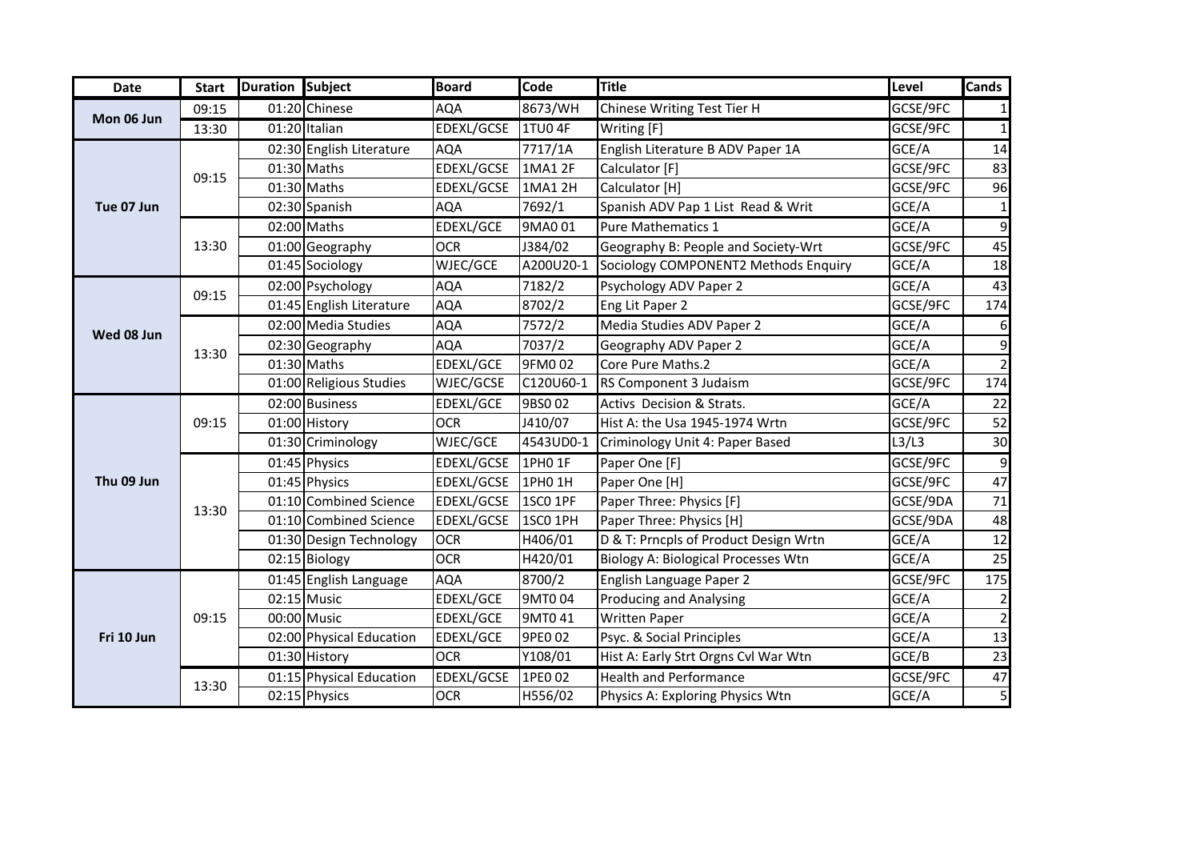| Date | Start | Duration | Subject | Board | Code | Title | Level | Cands |
|---|---|---|---|---|---|---|---|---|
| Mon 06 Jun | 09:15 | 01:20 | Chinese | AQA | 8673/WH | Chinese Writing Test Tier H | GCSE/9FC | 1 |
| | 13:30 | 01:20 | Italian | EDEXL/GCSE | 1TU0 4F | Writing [F] | GCSE/9FC | 1 |
| Tue 07 Jun | 09:15 | 02:30 | English Literature | AQA | 7717/1A | English Literature B ADV Paper 1A | GCE/A | 14 |
| | | 01:30 | Maths | EDEXL/GCSE | 1MA1 2F | Calculator [F] | GCSE/9FC | 83 |
| | | 01:30 | Maths | EDEXL/GCSE | 1MA1 2H | Calculator [H] | GCSE/9FC | 96 |
| | | 02:30 | Spanish | AQA | 7692/1 | Spanish ADV Pap 1 List Read & Writ | GCE/A | 1 |
| | 13:30 | 02:00 | Maths | EDEXL/GCE | 9MA0 01 | Pure Mathematics 1 | GCE/A | 9 |
| | | 01:00 | Geography | OCR | J384/02 | Geography B: People and Society-Wrt | GCSE/9FC | 45 |
| | | 01:45 | Sociology | WJEC/GCE | A200U20-1 | Sociology COMPONENT2 Methods Enquiry | GCE/A | 18 |
| Wed 08 Jun | 09:15 | 02:00 | Psychology | AQA | 7182/2 | Psychology ADV Paper 2 | GCE/A | 43 |
| | | 01:45 | English Literature | AQA | 8702/2 | Eng Lit Paper 2 | GCSE/9FC | 174 |
| | 13:30 | 02:00 | Media Studies | AQA | 7572/2 | Media Studies ADV Paper 2 | GCE/A | 6 |
| | | 02:30 | Geography | AQA | 7037/2 | Geography ADV Paper 2 | GCE/A | 9 |
| | | 01:30 | Maths | EDEXL/GCE | 9FM0 02 | Core Pure Maths.2 | GCE/A | 2 |
| | | 01:00 | Religious Studies | WJEC/GCSE | C120U60-1 | RS Component 3 Judaism | GCSE/9FC | 174 |
| Thu 09 Jun | 09:15 | 02:00 | Business | EDEXL/GCE | 9BS0 02 | Activs Decision & Strats. | GCE/A | 22 |
| | | 01:00 | History | OCR | J410/07 | Hist A: the Usa 1945-1974 Wrtn | GCSE/9FC | 52 |
| | | 01:30 | Criminology | WJEC/GCE | 4543UD0-1 | Criminology Unit 4: Paper Based | L3/L3 | 30 |
| | 13:30 | 01:45 | Physics | EDEXL/GCSE | 1PH0 1F | Paper One [F] | GCSE/9FC | 9 |
| | | 01:45 | Physics | EDEXL/GCSE | 1PH0 1H | Paper One [H] | GCSE/9FC | 47 |
| | | 01:10 | Combined Science | EDEXL/GCSE | 1SC0 1PF | Paper Three: Physics [F] | GCSE/9DA | 71 |
| | | 01:10 | Combined Science | EDEXL/GCSE | 1SC0 1PH | Paper Three: Physics [H] | GCSE/9DA | 48 |
| | | 01:30 | Design Technology | OCR | H406/01 | D & T: Prncpls of Product Design Wrtn | GCE/A | 12 |
| | | 02:15 | Biology | OCR | H420/01 | Biology A: Biological Processes Wtn | GCE/A | 25 |
| Fri 10 Jun | 09:15 | 01:45 | English Language | AQA | 8700/2 | English Language Paper 2 | GCSE/9FC | 175 |
| | | 02:15 | Music | EDEXL/GCE | 9MT0 04 | Producing and Analysing | GCE/A | 2 |
| | | 00:00 | Music | EDEXL/GCE | 9MT0 41 | Written Paper | GCE/A | 2 |
| | | 02:00 | Physical Education | EDEXL/GCE | 9PE0 02 | Psyc. & Social Principles | GCE/A | 13 |
| | | 01:30 | History | OCR | Y108/01 | Hist A: Early Strt Orgns Cvl War Wtn | GCE/B | 23 |
| | 13:30 | 01:15 | Physical Education | EDEXL/GCSE | 1PE0 02 | Health and Performance | GCSE/9FC | 47 |
| | | 02:15 | Physics | OCR | H556/02 | Physics A: Exploring Physics Wtn | GCE/A | 5 |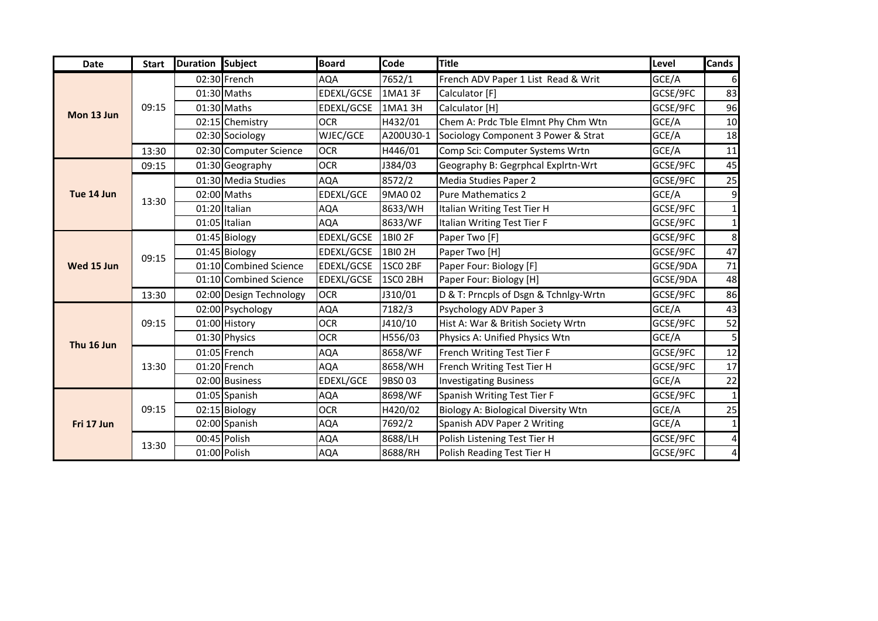| Date | Start | Duration | Subject | Board | Code | Title | Level | Cands |
|---|---|---|---|---|---|---|---|---|
| Mon 13 Jun | 09:15 | 02:30 | French | AQA | 7652/1 | French ADV Paper 1 List Read & Writ | GCE/A | 6 |
| | | 01:30 | Maths | EDEXL/GCSE | 1MA1 3F | Calculator [F] | GCSE/9FC | 83 |
| | | 01:30 | Maths | EDEXL/GCSE | 1MA1 3H | Calculator [H] | GCSE/9FC | 96 |
| | | 02:15 | Chemistry | OCR | H432/01 | Chem A: Prdc Tble Elmnt Phy Chm Wtn | GCE/A | 10 |
| | | 02:30 | Sociology | WJEC/GCE | A200U30-1 | Sociology Component 3 Power & Strat | GCE/A | 18 |
| | 13:30 | 02:30 | Computer Science | OCR | H446/01 | Comp Sci: Computer Systems Wrtn | GCE/A | 11 |
| Tue 14 Jun | 09:15 | 01:30 | Geography | OCR | J384/03 | Geography B: Gegrphcal Explrtn-Wrt | GCSE/9FC | 45 |
| | 13:30 | 01:30 | Media Studies | AQA | 8572/2 | Media Studies Paper 2 | GCSE/9FC | 25 |
| | | 02:00 | Maths | EDEXL/GCE | 9MA0 02 | Pure Mathematics 2 | GCE/A | 9 |
| | | 01:20 | Italian | AQA | 8633/WH | Italian Writing Test Tier H | GCSE/9FC | 1 |
| | | 01:05 | Italian | AQA | 8633/WF | Italian Writing Test Tier F | GCSE/9FC | 1 |
| Wed 15 Jun | 09:15 | 01:45 | Biology | EDEXL/GCSE | 1BI0 2F | Paper Two [F] | GCSE/9FC | 8 |
| | | 01:45 | Biology | EDEXL/GCSE | 1BI0 2H | Paper Two [H] | GCSE/9FC | 47 |
| | | 01:10 | Combined Science | EDEXL/GCSE | 1SC0 2BF | Paper Four: Biology [F] | GCSE/9DA | 71 |
| | | 01:10 | Combined Science | EDEXL/GCSE | 1SC0 2BH | Paper Four: Biology [H] | GCSE/9DA | 48 |
| | 13:30 | 02:00 | Design Technology | OCR | J310/01 | D & T: Prncpls of Dsgn & Tchnlgy-Wrtn | GCSE/9FC | 86 |
| Thu 16 Jun | 09:15 | 02:00 | Psychology | AQA | 7182/3 | Psychology ADV Paper 3 | GCE/A | 43 |
| | | 01:00 | History | OCR | J410/10 | Hist A: War & British Society Wrtn | GCSE/9FC | 52 |
| | | 01:30 | Physics | OCR | H556/03 | Physics A: Unified Physics Wtn | GCE/A | 5 |
| | 13:30 | 01:05 | French | AQA | 8658/WF | French Writing Test Tier F | GCSE/9FC | 12 |
| | | 01:20 | French | AQA | 8658/WH | French Writing Test Tier H | GCSE/9FC | 17 |
| | | 02:00 | Business | EDEXL/GCE | 9BS0 03 | Investigating Business | GCE/A | 22 |
| Fri 17 Jun | 09:15 | 01:05 | Spanish | AQA | 8698/WF | Spanish Writing Test Tier F | GCSE/9FC | 1 |
| | | 02:15 | Biology | OCR | H420/02 | Biology A: Biological Diversity Wtn | GCE/A | 25 |
| | | 02:00 | Spanish | AQA | 7692/2 | Spanish ADV Paper 2 Writing | GCE/A | 1 |
| | 13:30 | 00:45 | Polish | AQA | 8688/LH | Polish Listening Test Tier H | GCSE/9FC | 4 |
| | | 01:00 | Polish | AQA | 8688/RH | Polish Reading Test Tier H | GCSE/9FC | 4 |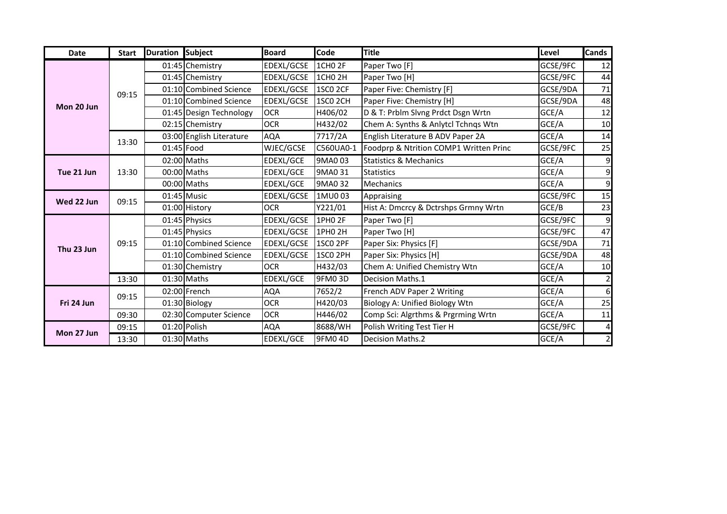| Date | Start | Duration | Subject | Board | Code | Title | Level | Cands |
|---|---|---|---|---|---|---|---|---|
| Mon 20 Jun | 09:15 | 01:45 | Chemistry | EDEXL/GCSE | 1CH0 2F | Paper Two [F] | GCSE/9FC | 12 |
| | | 01:45 | Chemistry | EDEXL/GCSE | 1CH0 2H | Paper Two [H] | GCSE/9FC | 44 |
| | | 01:10 | Combined Science | EDEXL/GCSE | 1SC0 2CF | Paper Five: Chemistry [F] | GCSE/9DA | 71 |
| | | 01:10 | Combined Science | EDEXL/GCSE | 1SC0 2CH | Paper Five: Chemistry [H] | GCSE/9DA | 48 |
| | | 01:45 | Design Technology | OCR | H406/02 | D & T: Prblm Slvng Prdct Dsgn Wrtn | GCE/A | 12 |
| | | 02:15 | Chemistry | OCR | H432/02 | Chem A: Synths & Anlytcl Tchnqs Wtn | GCE/A | 10 |
| | 13:30 | 03:00 | English Literature | AQA | 7717/2A | English Literature B ADV Paper 2A | GCE/A | 14 |
| | | 01:45 | Food | WJEC/GCSE | C560UA0-1 | Foodprp & Ntrition COMP1 Written Princ | GCSE/9FC | 25 |
| Tue 21 Jun | 13:30 | 02:00 | Maths | EDEXL/GCE | 9MA0 03 | Statistics & Mechanics | GCE/A | 9 |
| | | 00:00 | Maths | EDEXL/GCE | 9MA0 31 | Statistics | GCE/A | 9 |
| | | 00:00 | Maths | EDEXL/GCE | 9MA0 32 | Mechanics | GCE/A | 9 |
| Wed 22 Jun | 09:15 | 01:45 | Music | EDEXL/GCSE | 1MU0 03 | Appraising | GCSE/9FC | 15 |
| | | 01:00 | History | OCR | Y221/01 | Hist A: Dmcrcy & Dctrshps Grmny Wrtn | GCE/B | 23 |
| Thu 23 Jun | 09:15 | 01:45 | Physics | EDEXL/GCSE | 1PH0 2F | Paper Two [F] | GCSE/9FC | 9 |
| | | 01:45 | Physics | EDEXL/GCSE | 1PH0 2H | Paper Two [H] | GCSE/9FC | 47 |
| | | 01:10 | Combined Science | EDEXL/GCSE | 1SC0 2PF | Paper Six: Physics [F] | GCSE/9DA | 71 |
| | | 01:10 | Combined Science | EDEXL/GCSE | 1SC0 2PH | Paper Six: Physics [H] | GCSE/9DA | 48 |
| | | 01:30 | Chemistry | OCR | H432/03 | Chem A: Unified Chemistry Wtn | GCE/A | 10 |
| | 13:30 | 01:30 | Maths | EDEXL/GCE | 9FM0 3D | Decision Maths.1 | GCE/A | 2 |
| Fri 24 Jun | 09:15 | 02:00 | French | AQA | 7652/2 | French ADV Paper 2 Writing | GCE/A | 6 |
| | | 01:30 | Biology | OCR | H420/03 | Biology A: Unified Biology Wtn | GCE/A | 25 |
| | 09:30 | 02:30 | Computer Science | OCR | H446/02 | Comp Sci: Algrthms & Prgrming Wrtn | GCE/A | 11 |
| Mon 27 Jun | 09:15 | 01:20 | Polish | AQA | 8688/WH | Polish Writing Test Tier H | GCSE/9FC | 4 |
| | 13:30 | 01:30 | Maths | EDEXL/GCE | 9FM0 4D | Decision Maths.2 | GCE/A | 2 |